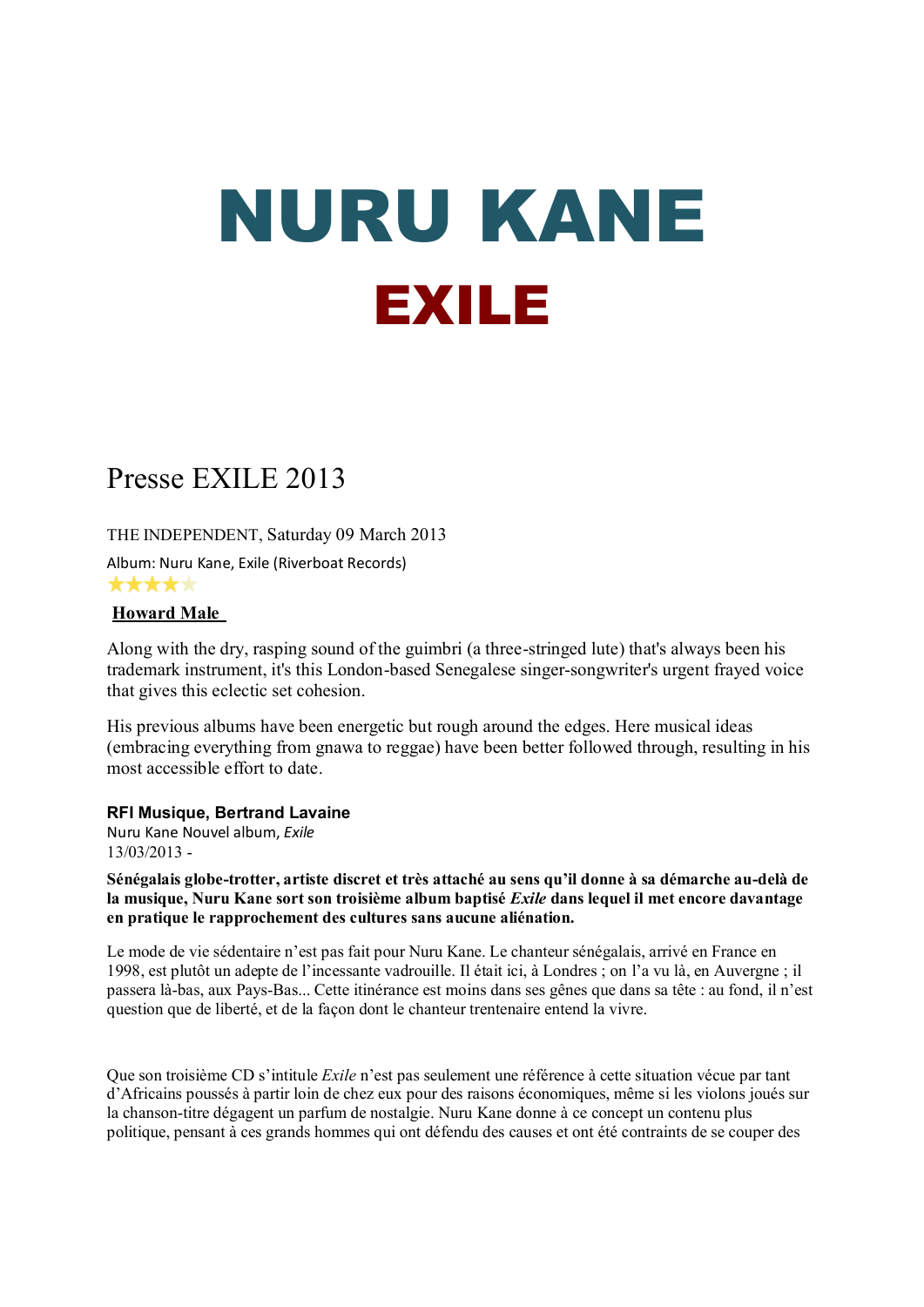# NURU KANE

# EXILE

## Presse EXILE 2013

THE INDEPENDENT, Saturday 09 March 2013

Album: Nuru Kane, Exile (Riverboat Records)

★★★★☆

**Howard Male**

Along with the dry, rasping sound of the guimbri (a three-stringed lute) that's always been his trademark instrument, it's this London-based Senegalese singer-songwriter's urgent frayed voice that gives this eclectic set cohesion.

His previous albums have been energetic but rough around the edges. Here musical ideas (embracing everything from gnawa to reggae) have been better followed through, resulting in his most accessible effort to date.

**RFI Musique, Bertrand Lavaine**

Nuru Kane Nouvel album, *Exile*

13/03/2013 -

**Sénégalais globe-trotter, artiste discret et très attaché au sens qu'il donne à sa démarche au-delà de la musique, Nuru Kane sort son troisième album baptisé *Exile* dans lequel il met encore davantage en pratique le rapprochement des cultures sans aucune aliénation.**

Le mode de vie sédentaire n'est pas fait pour Nuru Kane. Le chanteur sénégalais, arrivé en France en 1998, est plutôt un adepte de l'incessante vadrouille. Il était ici, à Londres ; on l'a vu là, en Auvergne ; il passera là-bas, aux Pays-Bas... Cette itinérance est moins dans ses gênes que dans sa tête : au fond, il n'est question que de liberté, et de la façon dont le chanteur trentenaire entend la vivre.

Que son troisième CD s'intitule *Exile* n'est pas seulement une référence à cette situation vécue par tant d'Africains poussés à partir loin de chez eux pour des raisons économiques, même si les violons joués sur la chanson-titre dégagent un parfum de nostalgie. Nuru Kane donne à ce concept un contenu plus politique, pensant à ces grands hommes qui ont défendu des causes et ont été contraints de se couper des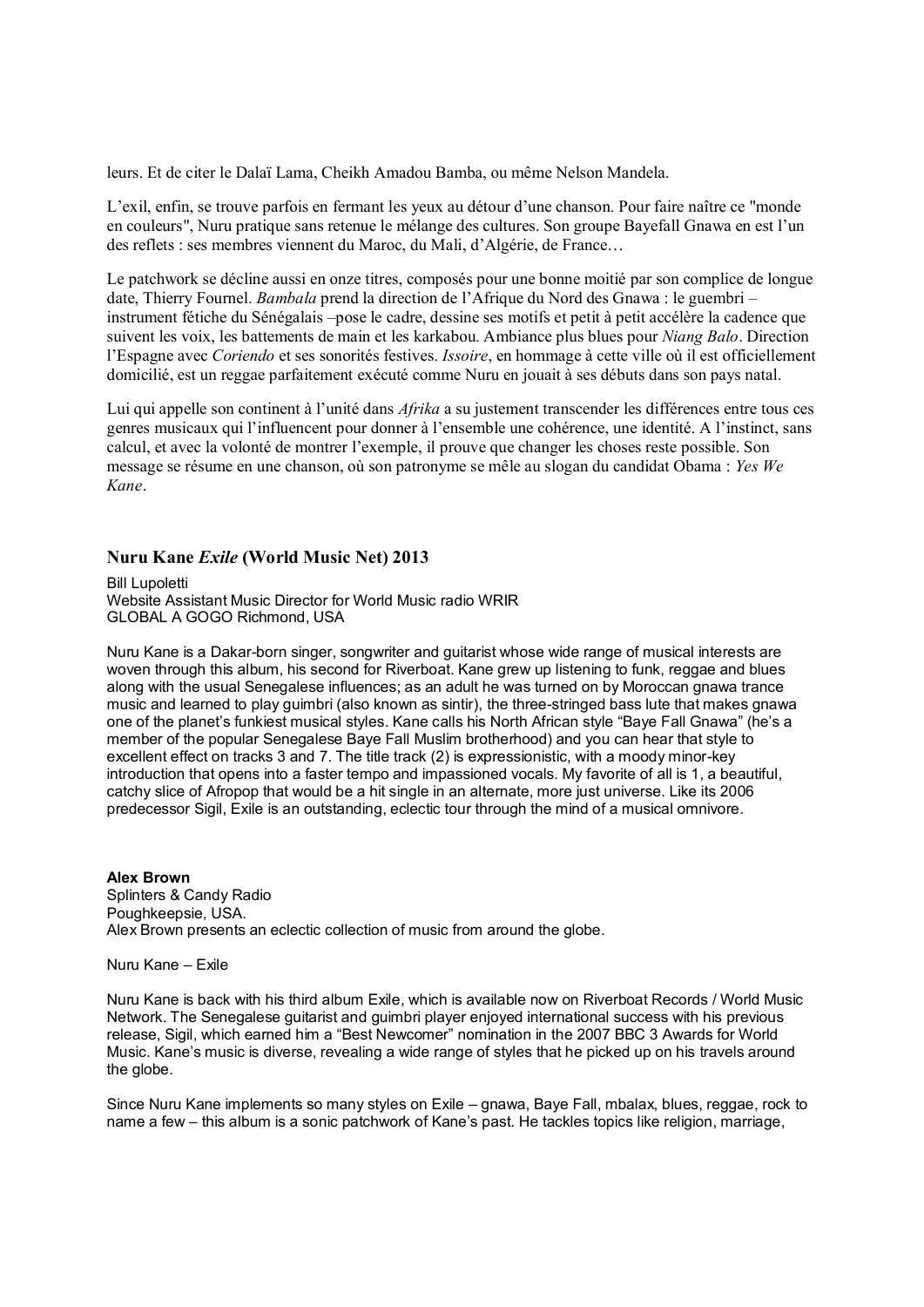leurs. Et de citer le Dalaï Lama, Cheikh Amadou Bamba, ou même Nelson Mandela.

L'exil, enfin, se trouve parfois en fermant les yeux au détour d'une chanson. Pour faire naître ce "monde en couleurs", Nuru pratique sans retenue le mélange des cultures. Son groupe Bayefall Gnawa en est l'un des reflets : ses membres viennent du Maroc, du Mali, d'Algérie, de France…

Le patchwork se décline aussi en onze titres, composés pour une bonne moitié par son complice de longue date, Thierry Fournel. *Bambala* prend la direction de l'Afrique du Nord des Gnawa : le guembri – instrument fétiche du Sénégalais –pose le cadre, dessine ses motifs et petit à petit accélère la cadence que suivent les voix, les battements de main et les karkabou. Ambiance plus blues pour *Niang Balo*. Direction l'Espagne avec *Coriendo* et ses sonorités festives. *Issoire*, en hommage à cette ville où il est officiellement domicilié, est un reggae parfaitement exécuté comme Nuru en jouait à ses débuts dans son pays natal.

Lui qui appelle son continent à l'unité dans *Afrika* a su justement transcender les différences entre tous ces genres musicaux qui l'influencent pour donner à l'ensemble une cohérence, une identité. A l'instinct, sans calcul, et avec la volonté de montrer l'exemple, il prouve que changer les choses reste possible. Son message se résume en une chanson, où son patronyme se mêle au slogan du candidat Obama : *Yes We Kane*.

## Nuru Kane *Exile* (World Music Net) 2013

Bill Lupoletti
Website Assistant Music Director for World Music radio WRIR
GLOBAL A GOGO Richmond, USA

Nuru Kane is a Dakar-born singer, songwriter and guitarist whose wide range of musical interests are woven through this album, his second for Riverboat. Kane grew up listening to funk, reggae and blues along with the usual Senegalese influences; as an adult he was turned on by Moroccan gnawa trance music and learned to play guimbri (also known as sintir), the three-stringed bass lute that makes gnawa one of the planet's funkiest musical styles. Kane calls his North African style "Baye Fall Gnawa" (he's a member of the popular Senegalese Baye Fall Muslim brotherhood) and you can hear that style to excellent effect on tracks 3 and 7. The title track (2) is expressionistic, with a moody minor-key introduction that opens into a faster tempo and impassioned vocals. My favorite of all is 1, a beautiful, catchy slice of Afropop that would be a hit single in an alternate, more just universe. Like its 2006 predecessor Sigil, Exile is an outstanding, eclectic tour through the mind of a musical omnivore.

**Alex Brown**
Splinters & Candy Radio
Poughkeepsie, USA.
Alex Brown presents an eclectic collection of music from around the globe.

Nuru Kane – Exile

Nuru Kane is back with his third album Exile, which is available now on Riverboat Records / World Music Network. The Senegalese guitarist and guimbri player enjoyed international success with his previous release, Sigil, which earned him a "Best Newcomer" nomination in the 2007 BBC 3 Awards for World Music. Kane's music is diverse, revealing a wide range of styles that he picked up on his travels around the globe.

Since Nuru Kane implements so many styles on Exile – gnawa, Baye Fall, mbalax, blues, reggae, rock to name a few – this album is a sonic patchwork of Kane's past. He tackles topics like religion, marriage,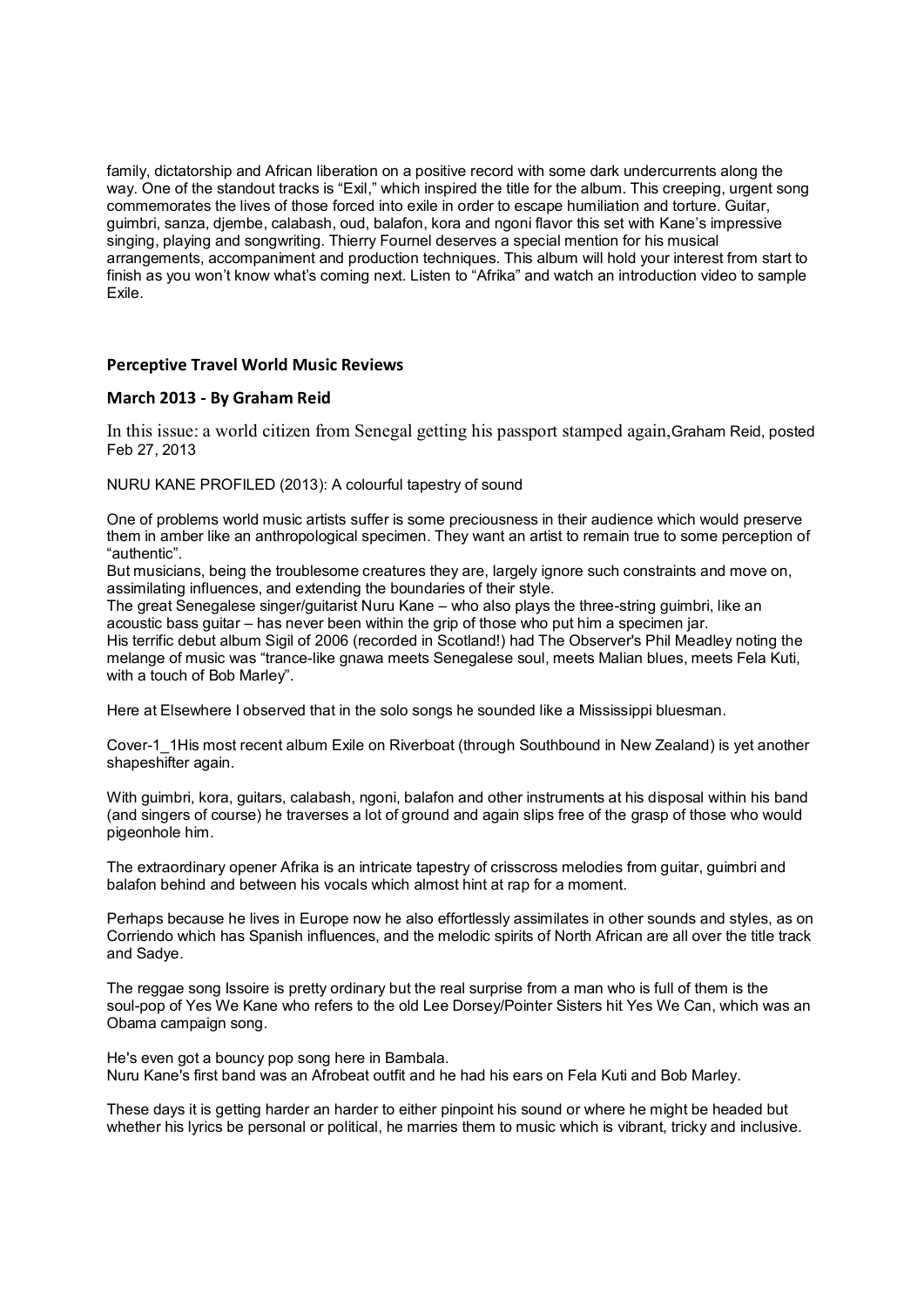family, dictatorship and African liberation on a positive record with some dark undercurrents along the way. One of the standout tracks is "Exil," which inspired the title for the album. This creeping, urgent song commemorates the lives of those forced into exile in order to escape humiliation and torture. Guitar, guimbri, sanza, djembe, calabash, oud, balafon, kora and ngoni flavor this set with Kane's impressive singing, playing and songwriting. Thierry Fournel deserves a special mention for his musical arrangements, accompaniment and production techniques. This album will hold your interest from start to finish as you won't know what's coming next. Listen to "Afrika" and watch an introduction video to sample Exile.

**Perceptive Travel World Music Reviews**

**March 2013 - By Graham Reid**

In this issue: a world citizen from Senegal getting his passport stamped again, Graham Reid, posted Feb 27, 2013

NURU KANE PROFILED (2013): A colourful tapestry of sound

One of problems world music artists suffer is some preciousness in their audience which would preserve them in amber like an anthropological specimen. They want an artist to remain true to some perception of "authentic".
But musicians, being the troublesome creatures they are, largely ignore such constraints and move on, assimilating influences, and extending the boundaries of their style.
The great Senegalese singer/guitarist Nuru Kane – who also plays the three-string guimbri, like an acoustic bass guitar – has never been within the grip of those who put him a specimen jar.
His terrific debut album Sigil of 2006 (recorded in Scotland!) had The Observer's Phil Meadley noting the melange of music was "trance-like gnawa meets Senegalese soul, meets Malian blues, meets Fela Kuti, with a touch of Bob Marley".

Here at Elsewhere I observed that in the solo songs he sounded like a Mississippi bluesman.

Cover-1_1His most recent album Exile on Riverboat (through Southbound in New Zealand) is yet another shapeshifter again.

With guimbri, kora, guitars, calabash, ngoni, balafon and other instruments at his disposal within his band (and singers of course) he traverses a lot of ground and again slips free of the grasp of those who would pigeonhole him.

The extraordinary opener Afrika is an intricate tapestry of crisscross melodies from guitar, guimbri and balafon behind and between his vocals which almost hint at rap for a moment.

Perhaps because he lives in Europe now he also effortlessly assimilates in other sounds and styles, as on Corriendo which has Spanish influences, and the melodic spirits of North African are all over the title track and Sadye.

The reggae song Issoire is pretty ordinary but the real surprise from a man who is full of them is the soul-pop of Yes We Kane who refers to the old Lee Dorsey/Pointer Sisters hit Yes We Can, which was an Obama campaign song.

He's even got a bouncy pop song here in Bambala.
Nuru Kane's first band was an Afrobeat outfit and he had his ears on Fela Kuti and Bob Marley.

These days it is getting harder an harder to either pinpoint his sound or where he might be headed but whether his lyrics be personal or political, he marries them to music which is vibrant, tricky and inclusive.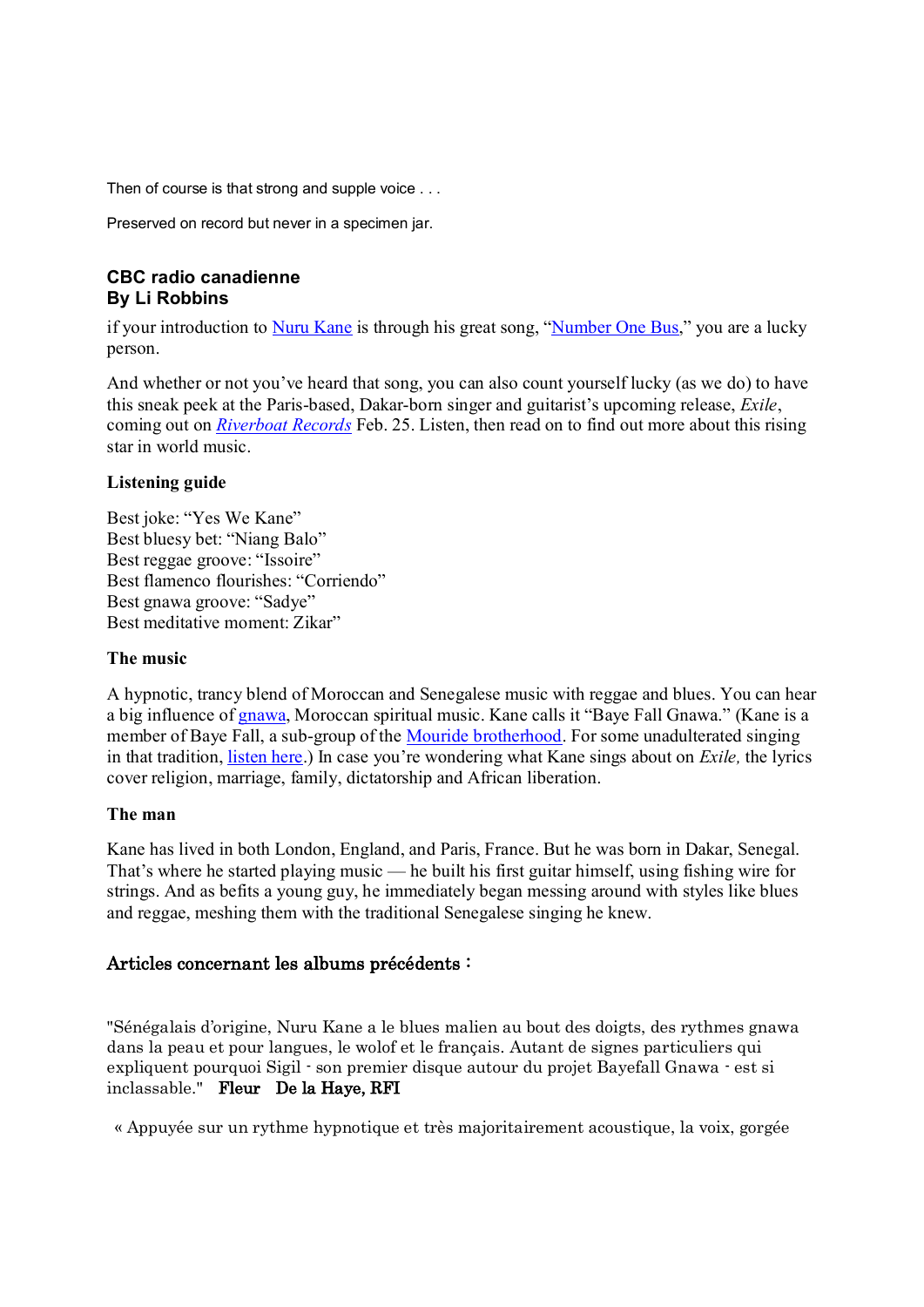Then of course is that strong and supple voice . . .

Preserved on record but never in a specimen jar.

### CBC radio canadienne
### By Li Robbins

if your introduction to Nuru Kane is through his great song, “Number One Bus,” you are a lucky person.

And whether or not you’ve heard that song, you can also count yourself lucky (as we do) to have this sneak peek at the Paris-based, Dakar-born singer and guitarist’s upcoming release, *Exile*, coming out on *Riverboat Records* Feb. 25. Listen, then read on to find out more about this rising star in world music.

**Listening guide**

Best joke: “Yes We Kane”
Best bluesy bet: “Niang Balo”
Best reggae groove: “Issoire”
Best flamenco flourishes: “Corriendo”
Best gnawa groove: “Sadye”
Best meditative moment: Zikar”

**The music**

A hypnotic, trancy blend of Moroccan and Senegalese music with reggae and blues. You can hear a big influence of gnawa, Moroccan spiritual music. Kane calls it “Baye Fall Gnawa.” (Kane is a member of Baye Fall, a sub-group of the Mouride brotherhood. For some unadulterated singing in that tradition, listen here.) In case you’re wondering what Kane sings about on *Exile,* the lyrics cover religion, marriage, family, dictatorship and African liberation.

**The man**

Kane has lived in both London, England, and Paris, France. But he was born in Dakar, Senegal. That’s where he started playing music — he built his first guitar himself, using fishing wire for strings. And as befits a young guy, he immediately began messing around with styles like blues and reggae, meshing them with the traditional Senegalese singing he knew.

### Articles concernant les albums précédents :

"Sénégalais d’origine, Nuru Kane a le blues malien au bout des doigts, des rythmes gnawa dans la peau et pour langues, le wolof et le français. Autant de signes particuliers qui expliquent pourquoi Sigil - son premier disque autour du projet Bayefall Gnawa - est si inclassable." **Fleur De la Haye, RFI**

« Appuyée sur un rythme hypnotique et très majoritairement acoustique, la voix, gorgée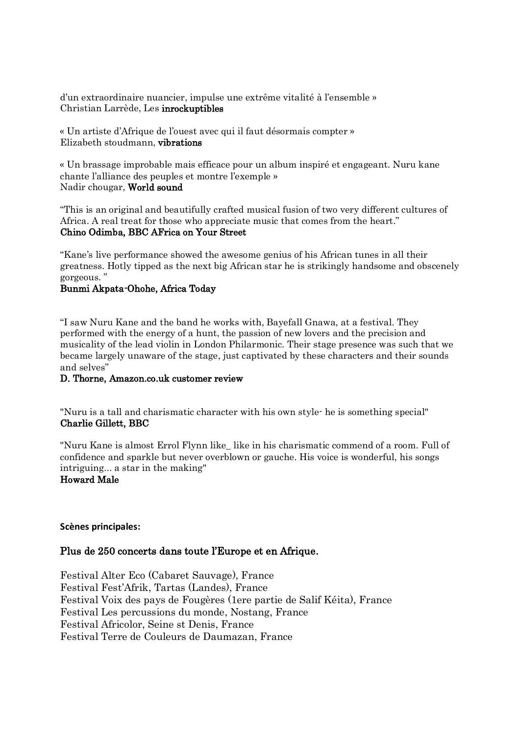d'un extraordinaire nuancier, impulse une extrême vitalité à l'ensemble »
Christian Larrède, Les **inrockuptibles**

« Un artiste d'Afrique de l'ouest avec qui il faut désormais compter »
Elizabeth stoudmann, **vibrations**

« Un brassage improbable mais efficace pour un album inspiré et engageant. Nuru kane chante l'alliance des peuples et montre l'exemple »
Nadir chougar, **World sound**

"This is an original and beautifully crafted musical fusion of two very different cultures of Africa. A real treat for those who appreciate music that comes from the heart."
**Chino Odimba, BBC AFrica on Your Street**

"Kane's live performance showed the awesome genius of his African tunes in all their greatness. Hotly tipped as the next big African star he is strikingly handsome and obscenely gorgeous. "
**Bunmi Akpata-Ohohe, Africa Today**

"I saw Nuru Kane and the band he works with, Bayefall Gnawa, at a festival. They performed with the energy of a hunt, the passion of new lovers and the precision and musicality of the lead violin in London Philarmonic. Their stage presence was such that we became largely unaware of the stage, just captivated by these characters and their sounds and selves"
**D. Thorne, Amazon.co.uk customer review**

"Nuru is a tall and charismatic character with his own style- he is something special"
**Charlie Gillett, BBC**

"Nuru Kane is almost Errol Flynn like_ like in his charismatic commend of a room. Full of confidence and sparkle but never overblown or gauche. His voice is wonderful, his songs intriguing... a star in the making"
**Howard Male**

**Scènes principales:**

## Plus de 250 concerts dans toute l'Europe et en Afrique.

Festival Alter Eco (Cabaret Sauvage), France
Festival Fest'Afrik, Tartas (Landes), France
Festival Voix des pays de Fougères (1ere partie de Salif Kéita), France
Festival Les percussions du monde, Nostang, France
Festival Africolor, Seine st Denis, France
Festival Terre de Couleurs de Daumazan, France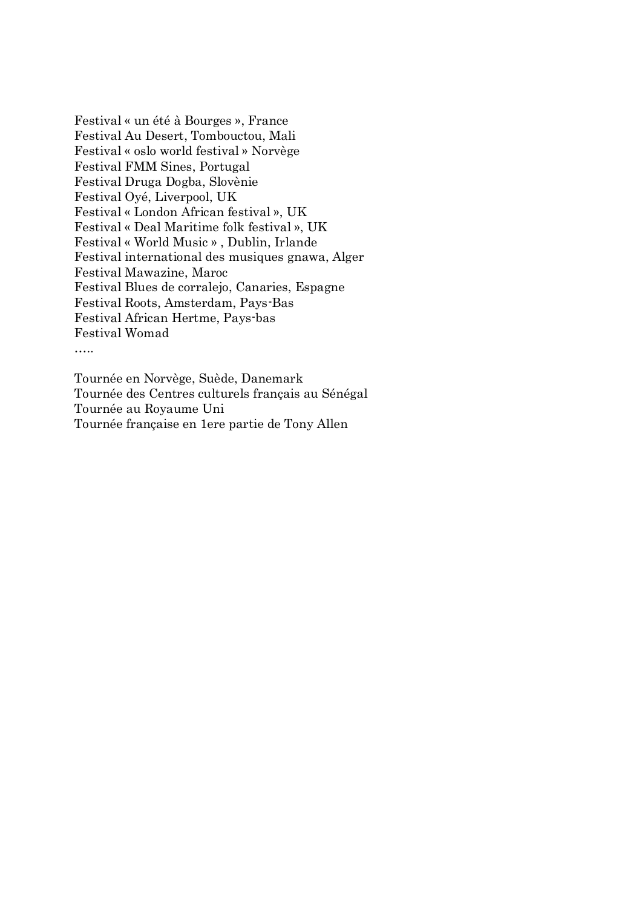Festival « un été à Bourges », France
Festival Au Desert, Tombouctou, Mali
Festival « oslo world festival » Norvège
Festival FMM Sines, Portugal
Festival Druga Dogba, Slovènie
Festival Oyé, Liverpool, UK
Festival « London African festival », UK
Festival « Deal Maritime folk festival », UK
Festival « World Music » , Dublin, Irlande
Festival international des musiques gnawa, Alger
Festival Mawazine, Maroc
Festival Blues de corralejo, Canaries, Espagne
Festival Roots, Amsterdam, Pays-Bas
Festival African Hertme, Pays-bas
Festival Womad
…..

Tournée en Norvège, Suède, Danemark
Tournée des Centres culturels français au Sénégal
Tournée au Royaume Uni
Tournée française en 1ere partie de Tony Allen